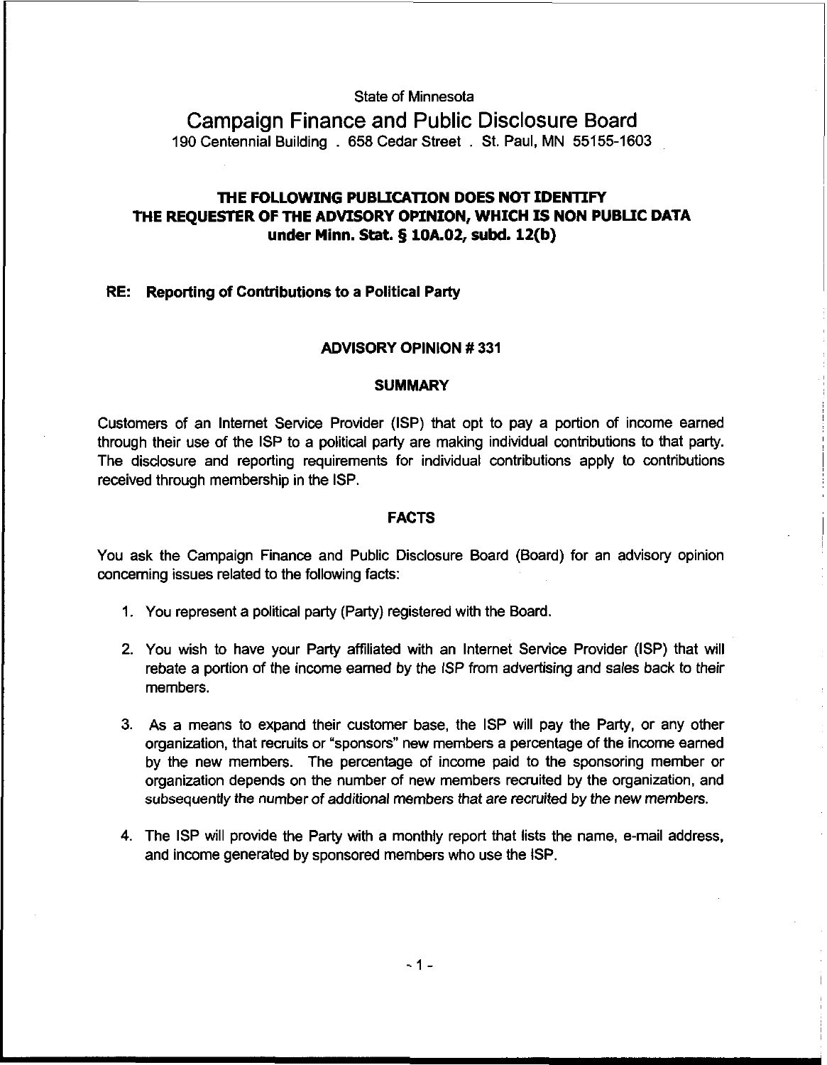State of Minnesota

# Campaign Finance and Public Disclosure Board

190 Centennial Building . 658 Cedar Street . St. Paul, MN 55155-1603

**THE FOLLOWING PUBLICATION DOES NOT IDENTIFY THE REQUESTER OF THE ADVISORY OPINION, WHICH IS NON PUBLIC DATA under Minn. Stat. § 10A.02, subd. 12(b)**

**RE: Reporting of Contributions to a Political Party**

## ADVISORY OPINION # 331

### SUMMARY

Customers of an Internet Service Provider (ISP) that opt to pay a portion of income earned through their use of the ISP to a political party are making individual contributions to that party. The disclosure and reporting requirements for individual contributions apply to contributions received through membership in the ISP.

### FACTS

You ask the Campaign Finance and Public Disclosure Board (Board) for an advisory opinion concerning issues related to the following facts:

1. You represent a political party (Party) registered with the Board.
2. You wish to have your Party affiliated with an Internet Service Provider (ISP) that will rebate a portion of the income earned by the ISP from advertising and sales back to their members.
3. As a means to expand their customer base, the ISP will pay the Party, or any other organization, that recruits or "sponsors" new members a percentage of the income earned by the new members. The percentage of income paid to the sponsoring member or organization depends on the number of new members recruited by the organization, and subsequently the number of additional members that are recruited by the new members.
4. The ISP will provide the Party with a monthly report that lists the name, e-mail address, and income generated by sponsored members who use the ISP.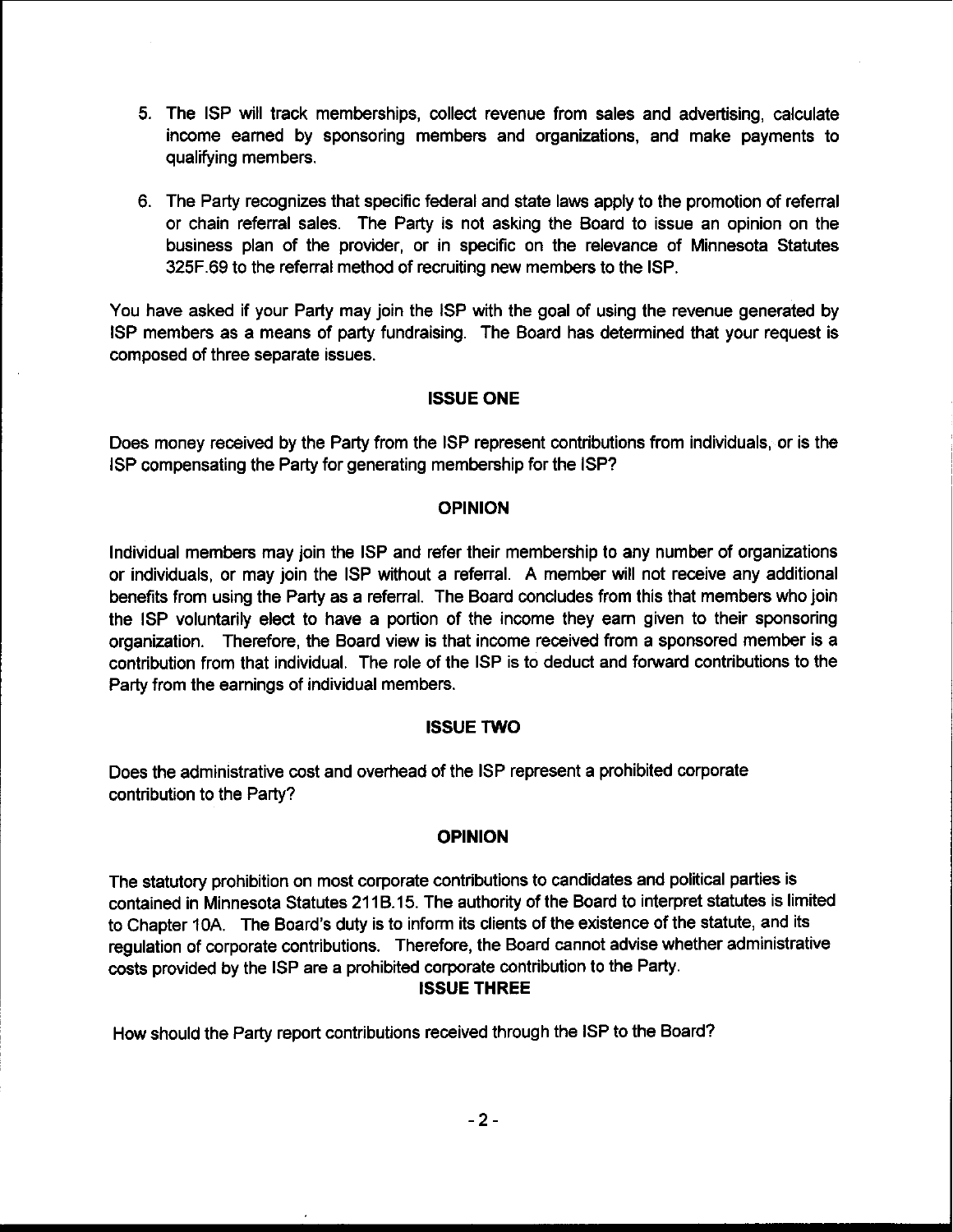5. The ISP will track memberships, collect revenue from sales and advertising, calculate income earned by sponsoring members and organizations, and make payments to qualifying members.

6. The Party recognizes that specific federal and state laws apply to the promotion of referral or chain referral sales. The Party is not asking the Board to issue an opinion on the business plan of the provider, or in specific on the relevance of Minnesota Statutes 325F.69 to the referral method of recruiting new members to the ISP.

You have asked if your Party may join the ISP with the goal of using the revenue generated by ISP members as a means of party fundraising. The Board has determined that your request is composed of three separate issues.

## ISSUE ONE

Does money received by the Party from the ISP represent contributions from individuals, or is the ISP compensating the Party for generating membership for the ISP?

## OPINION

Individual members may join the ISP and refer their membership to any number of organizations or individuals, or may join the ISP without a referral. A member will not receive any additional benefits from using the Party as a referral. The Board concludes from this that members who join the ISP voluntarily elect to have a portion of the income they earn given to their sponsoring organization. Therefore, the Board view is that income received from a sponsored member is a contribution from that individual. The role of the ISP is to deduct and forward contributions to the Party from the earnings of individual members.

## ISSUE TWO

Does the administrative cost and overhead of the ISP represent a prohibited corporate contribution to the Party?

## OPINION

The statutory prohibition on most corporate contributions to candidates and political parties is contained in Minnesota Statutes 211B.15. The authority of the Board to interpret statutes is limited to Chapter 10A. The Board's duty is to inform its clients of the existence of the statute, and its regulation of corporate contributions. Therefore, the Board cannot advise whether administrative costs provided by the ISP are a prohibited corporate contribution to the Party.

## ISSUE THREE

How should the Party report contributions received through the ISP to the Board?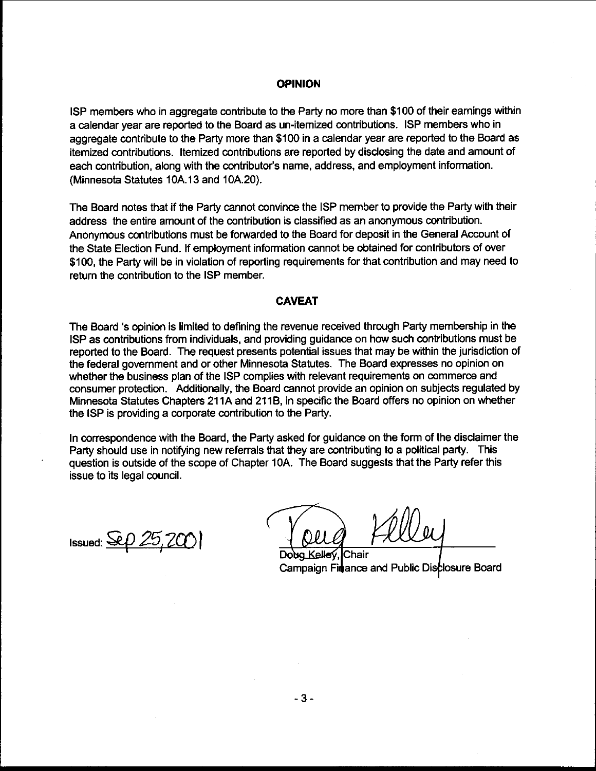## OPINION

ISP members who in aggregate contribute to the Party no more than $100 of their earnings within a calendar year are reported to the Board as un-itemized contributions. ISP members who in aggregate contribute to the Party more than $100 in a calendar year are reported to the Board as itemized contributions. Itemized contributions are reported by disclosing the date and amount of each contribution, along with the contributor's name, address, and employment information. (Minnesota Statutes 10A.13 and 10A.20).

The Board notes that if the Party cannot convince the ISP member to provide the Party with their address the entire amount of the contribution is classified as an anonymous contribution. Anonymous contributions must be forwarded to the Board for deposit in the General Account of the State Election Fund. If employment information cannot be obtained for contributors of over $100, the Party will be in violation of reporting requirements for that contribution and may need to return the contribution to the ISP member.

## CAVEAT

The Board 's opinion is limited to defining the revenue received through Party membership in the ISP as contributions from individuals, and providing guidance on how such contributions must be reported to the Board. The request presents potential issues that may be within the jurisdiction of the federal government and or other Minnesota Statutes. The Board expresses no opinion on whether the business plan of the ISP complies with relevant requirements on commerce and consumer protection. Additionally, the Board cannot provide an opinion on subjects regulated by Minnesota Statutes Chapters 211A and 211B, in specific the Board offers no opinion on whether the ISP is providing a corporate contribution to the Party.

In correspondence with the Board, the Party asked for guidance on the form of the disclaimer the Party should use in notifying new referrals that they are contributing to a political party. This question is outside of the scope of Chapter 10A. The Board suggests that the Party refer this issue to its legal council.

Issued: Sep 25, 2001

Doug Kelley, Chair
Campaign Finance and Public Disclosure Board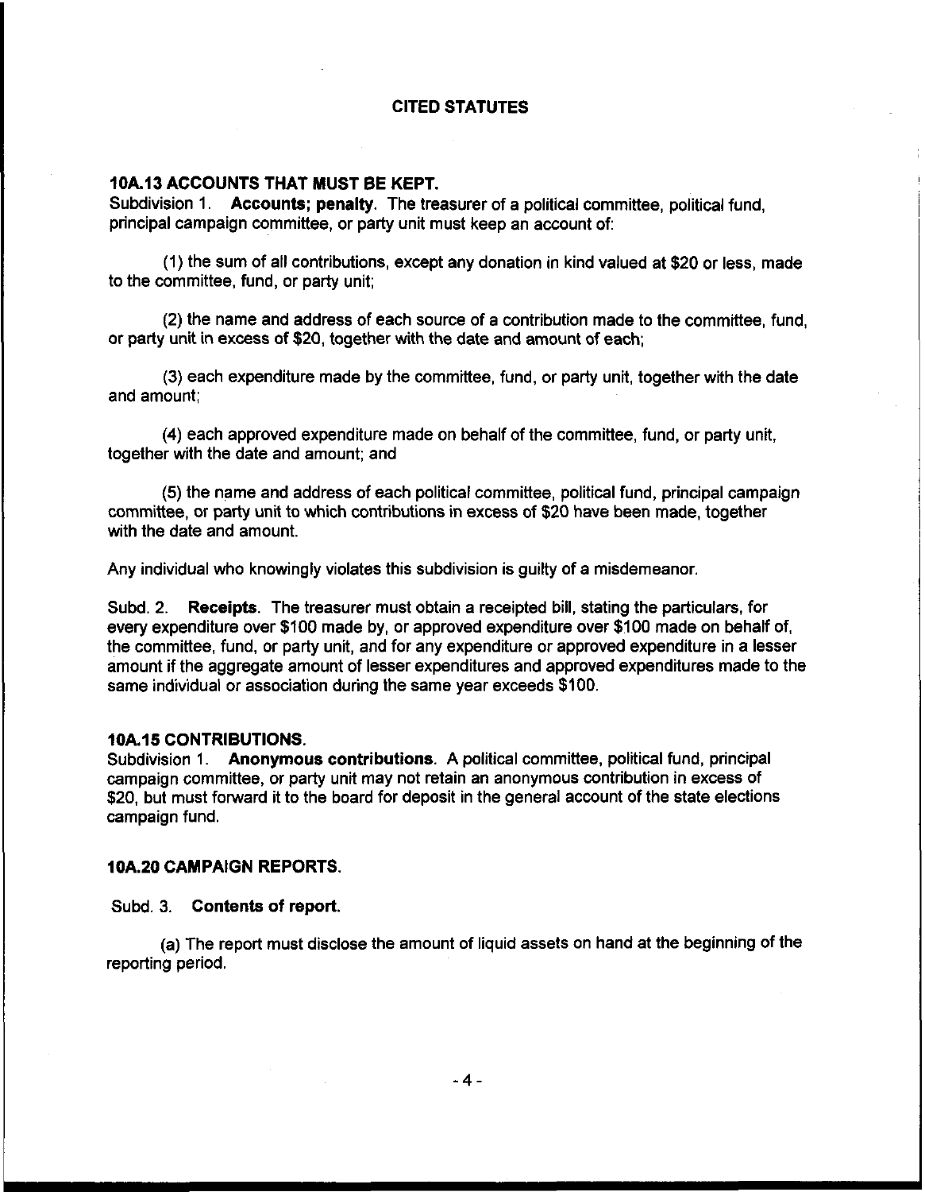## CITED STATUTES

### 10A.13 ACCOUNTS THAT MUST BE KEPT.

Subdivision 1. **Accounts; penalty**. The treasurer of a political committee, political fund, principal campaign committee, or party unit must keep an account of:

(1) the sum of all contributions, except any donation in kind valued at $20 or less, made to the committee, fund, or party unit;

(2) the name and address of each source of a contribution made to the committee, fund, or party unit in excess of $20, together with the date and amount of each;

(3) each expenditure made by the committee, fund, or party unit, together with the date and amount;

(4) each approved expenditure made on behalf of the committee, fund, or party unit, together with the date and amount; and

(5) the name and address of each political committee, political fund, principal campaign committee, or party unit to which contributions in excess of $20 have been made, together with the date and amount.

Any individual who knowingly violates this subdivision is guilty of a misdemeanor.

Subd. 2. **Receipts**. The treasurer must obtain a receipted bill, stating the particulars, for every expenditure over $100 made by, or approved expenditure over $100 made on behalf of, the committee, fund, or party unit, and for any expenditure or approved expenditure in a lesser amount if the aggregate amount of lesser expenditures and approved expenditures made to the same individual or association during the same year exceeds $100.

### 10A.15 CONTRIBUTIONS.

Subdivision 1. **Anonymous contributions**. A political committee, political fund, principal campaign committee, or party unit may not retain an anonymous contribution in excess of $20, but must forward it to the board for deposit in the general account of the state elections campaign fund.

### 10A.20 CAMPAIGN REPORTS.

Subd. 3. **Contents of report.**

(a) The report must disclose the amount of liquid assets on hand at the beginning of the reporting period.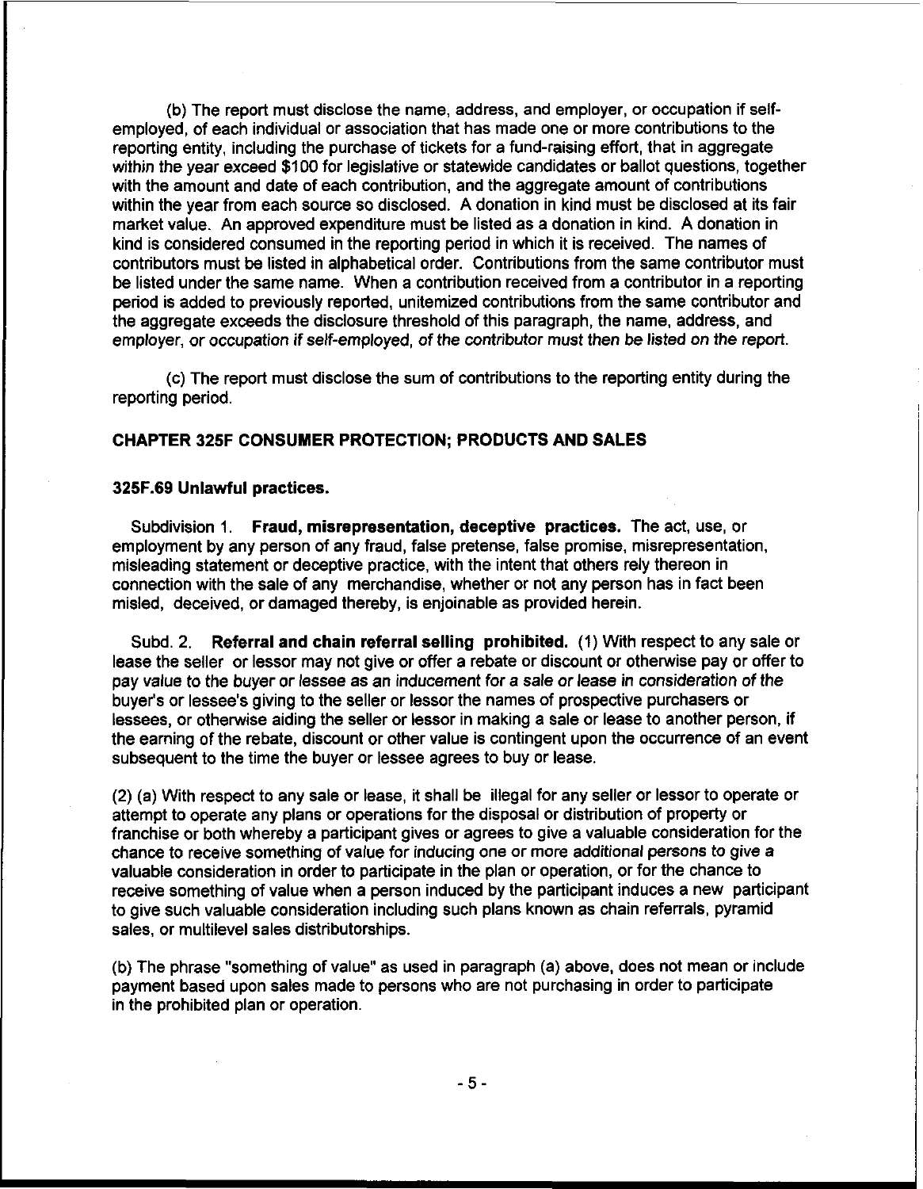(b) The report must disclose the name, address, and employer, or occupation if self-employed, of each individual or association that has made one or more contributions to the reporting entity, including the purchase of tickets for a fund-raising effort, that in aggregate within the year exceed $100 for legislative or statewide candidates or ballot questions, together with the amount and date of each contribution, and the aggregate amount of contributions within the year from each source so disclosed. A donation in kind must be disclosed at its fair market value. An approved expenditure must be listed as a donation in kind. A donation in kind is considered consumed in the reporting period in which it is received. The names of contributors must be listed in alphabetical order. Contributions from the same contributor must be listed under the same name. When a contribution received from a contributor in a reporting period is added to previously reported, unitemized contributions from the same contributor and the aggregate exceeds the disclosure threshold of this paragraph, the name, address, and employer, or occupation if self-employed, of the contributor must then be listed on the report.

(c) The report must disclose the sum of contributions to the reporting entity during the reporting period.

## CHAPTER 325F CONSUMER PROTECTION; PRODUCTS AND SALES

### 325F.69 Unlawful practices.

Subdivision 1. **Fraud, misrepresentation, deceptive practices.** The act, use, or employment by any person of any fraud, false pretense, false promise, misrepresentation, misleading statement or deceptive practice, with the intent that others rely thereon in connection with the sale of any merchandise, whether or not any person has in fact been misled, deceived, or damaged thereby, is enjoinable as provided herein.

Subd. 2. **Referral and chain referral selling prohibited.** (1) With respect to any sale or lease the seller or lessor may not give or offer a rebate or discount or otherwise pay or offer to pay value to the buyer or lessee as an inducement for a sale or lease in consideration of the buyer's or lessee's giving to the seller or lessor the names of prospective purchasers or lessees, or otherwise aiding the seller or lessor in making a sale or lease to another person, if the earning of the rebate, discount or other value is contingent upon the occurrence of an event subsequent to the time the buyer or lessee agrees to buy or lease.

(2) (a) With respect to any sale or lease, it shall be illegal for any seller or lessor to operate or attempt to operate any plans or operations for the disposal or distribution of property or franchise or both whereby a participant gives or agrees to give a valuable consideration for the chance to receive something of value for inducing one or more additional persons to give a valuable consideration in order to participate in the plan or operation, or for the chance to receive something of value when a person induced by the participant induces a new participant to give such valuable consideration including such plans known as chain referrals, pyramid sales, or multilevel sales distributorships.

(b) The phrase "something of value" as used in paragraph (a) above, does not mean or include payment based upon sales made to persons who are not purchasing in order to participate in the prohibited plan or operation.